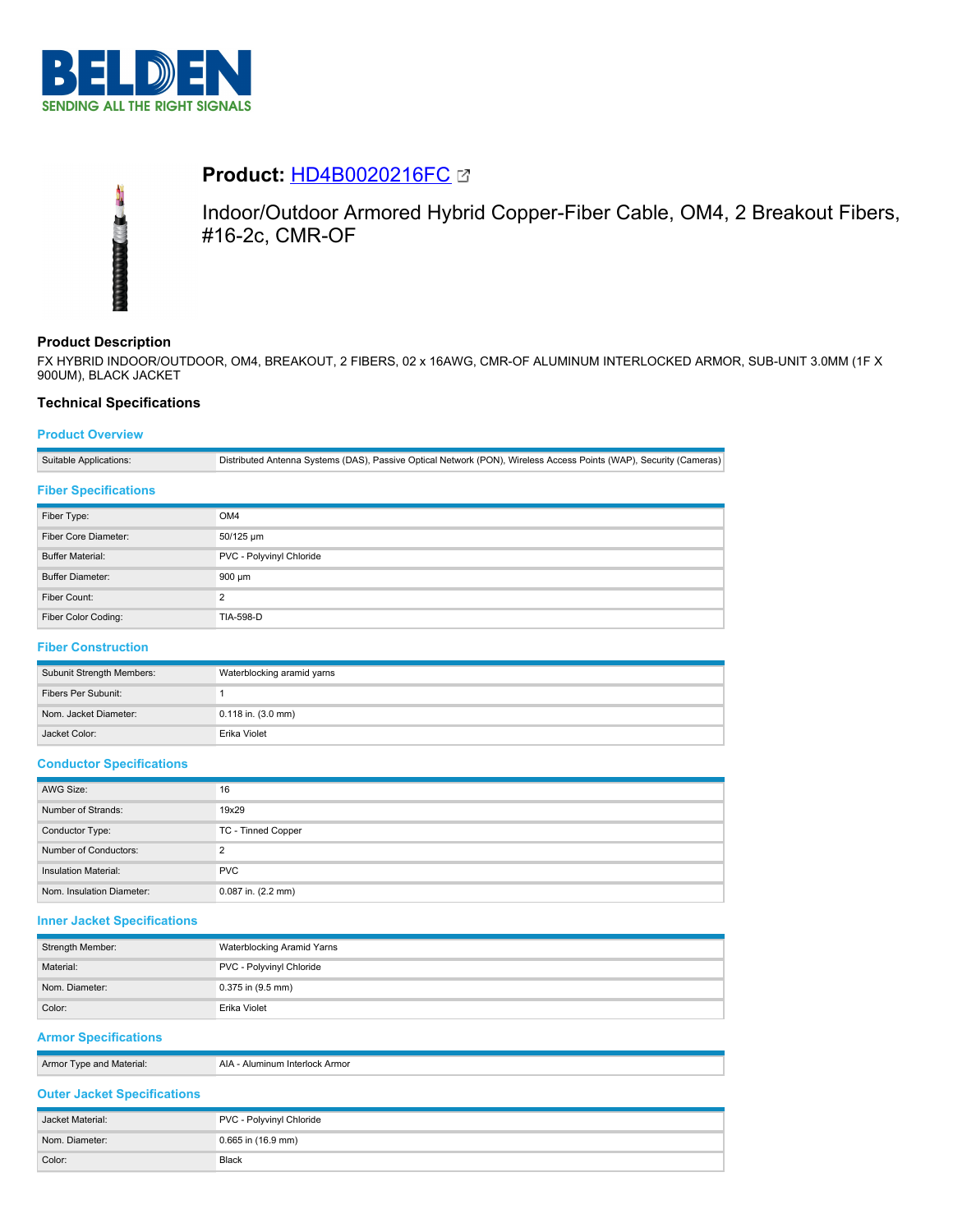# Product: HD4B0020216FC

## Indoor/Outdoor Armored Hybrid Copper-Fiber Cable, OM4, 2 Breakout Fibers, #16-2c, CMR-OF

### Product Description

FX HYBRID INDOOR/OUTDOOR, OM4, BREAKOUT, 2 FIBERS, 02 x 16AWG, CMR-OF ALUMINUM INTERLOCKED ARMOR, SUB-UNIT 3.0MM (1F X 900UM), BLACK JACKET

### Technical Specifications

#### Product Overview

| | |
|---|---|
| Suitable Applications: | Distributed Antenna Systems (DAS), Passive Optical Network (PON), Wireless Access Points (WAP), Security (Cameras) |

#### Fiber Specifications

| | |
|---|---|
| Fiber Type: | OM4 |
| Fiber Core Diameter: | 50/125 µm |
| Buffer Material: | PVC - Polyvinyl Chloride |
| Buffer Diameter: | 900 µm |
| Fiber Count: | 2 |
| Fiber Color Coding: | TIA-598-D |

#### Fiber Construction

| | |
|---|---|
| Subunit Strength Members: | Waterblocking aramid yarns |
| Fibers Per Subunit: | 1 |
| Nom. Jacket Diameter: | 0.118 in. (3.0 mm) |
| Jacket Color: | Erika Violet |

#### Conductor Specifications

| | |
|---|---|
| AWG Size: | 16 |
| Number of Strands: | 19x29 |
| Conductor Type: | TC - Tinned Copper |
| Number of Conductors: | 2 |
| Insulation Material: | PVC |
| Nom. Insulation Diameter: | 0.087 in. (2.2 mm) |

#### Inner Jacket Specifications

| | |
|---|---|
| Strength Member: | Waterblocking Aramid Yarns |
| Material: | PVC - Polyvinyl Chloride |
| Nom. Diameter: | 0.375 in (9.5 mm) |
| Color: | Erika Violet |

#### Armor Specifications

| | |
|---|---|
| Armor Type and Material: | AIA - Aluminum Interlock Armor |

#### Outer Jacket Specifications

| | |
|---|---|
| Jacket Material: | PVC - Polyvinyl Chloride |
| Nom. Diameter: | 0.665 in (16.9 mm) |
| Color: | Black |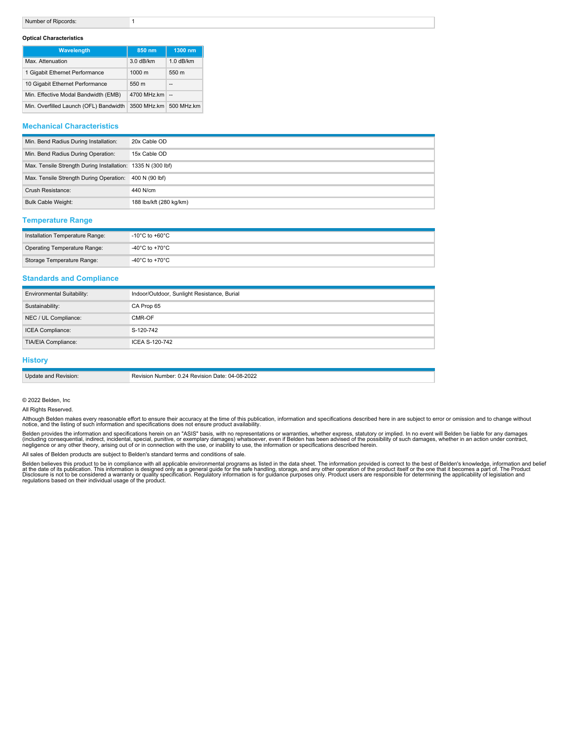| | |
|---|---|
| Number of Ripcords: | 1 |

**Optical Characteristics**

| Wavelength | 850 nm | 1300 nm |
|---|---|---|
| Max. Attenuation | 3.0 dB/km | 1.0 dB/km |
| 1 Gigabit Ethernet Performance | 1000 m | 550 m |
| 10 Gigabit Ethernet Performance | 550 m | -- |
| Min. Effective Modal Bandwidth (EMB) | 4700 MHz.km | -- |
| Min. Overfilled Launch (OFL) Bandwidth | 3500 MHz.km | 500 MHz.km |

## Mechanical Characteristics

| | |
|---|---|
| Min. Bend Radius During Installation: | 20x Cable OD |
| Min. Bend Radius During Operation: | 15x Cable OD |
| Max. Tensile Strength During Installation: | 1335 N (300 lbf) |
| Max. Tensile Strength During Operation: | 400 N (90 lbf) |
| Crush Resistance: | 440 N/cm |
| Bulk Cable Weight: | 188 lbs/kft (280 kg/km) |

## Temperature Range

| | |
|---|---|
| Installation Temperature Range: | -10°C to +60°C |
| Operating Temperature Range: | -40°C to +70°C |
| Storage Temperature Range: | -40°C to +70°C |

## Standards and Compliance

| | |
|---|---|
| Environmental Suitability: | Indoor/Outdoor, Sunlight Resistance, Burial |
| Sustainability: | CA Prop 65 |
| NEC / UL Compliance: | CMR-OF |
| ICEA Compliance: | S-120-742 |
| TIA/EIA Compliance: | ICEA S-120-742 |

## History

| | |
|---|---|
| Update and Revision: | Revision Number: 0.24 Revision Date: 04-08-2022 |

© 2022 Belden, Inc

All Rights Reserved.

Although Belden makes every reasonable effort to ensure their accuracy at the time of this publication, information and specifications described here in are subject to error or omission and to change without notice, and the listing of such information and specifications does not ensure product availability.

Belden provides the information and specifications herein on an "ASIS" basis, with no representations or warranties, whether express, statutory or implied. In no event will Belden be liable for any damages (including consequential, indirect, incidental, special, punitive, or exemplary damages) whatsoever, even if Belden has been advised of the possibility of such damages, whether in an action under contract, negligence or any other theory, arising out of or in connection with the use, or inability to use, the information or specifications described herein.

All sales of Belden products are subject to Belden's standard terms and conditions of sale.

Belden believes this product to be in compliance with all applicable environmental programs as listed in the data sheet. The information provided is correct to the best of Belden's knowledge, information and belief at the date of its publication. This information is designed only as a general guide for the safe handling, storage, and any other operation of the product itself or the one that it becomes a part of. The Product Disclosure is not to be considered a warranty or quality specification. Regulatory information is for guidance purposes only. Product users are responsible for determining the applicability of legislation and regulations based on their individual usage of the product.